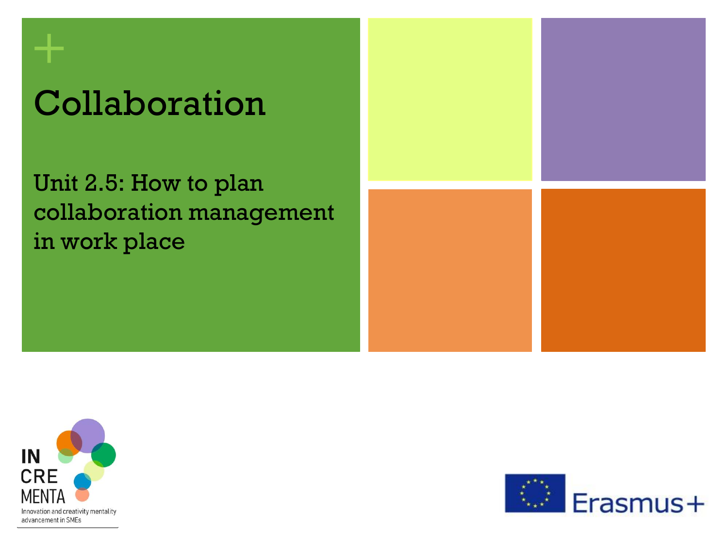# Collaboration

## Unit 2.5: How to plan collaboration management in work place

IN CRE MENTA

Innovation and creativity mentality advancement in SMEs

Erasmus+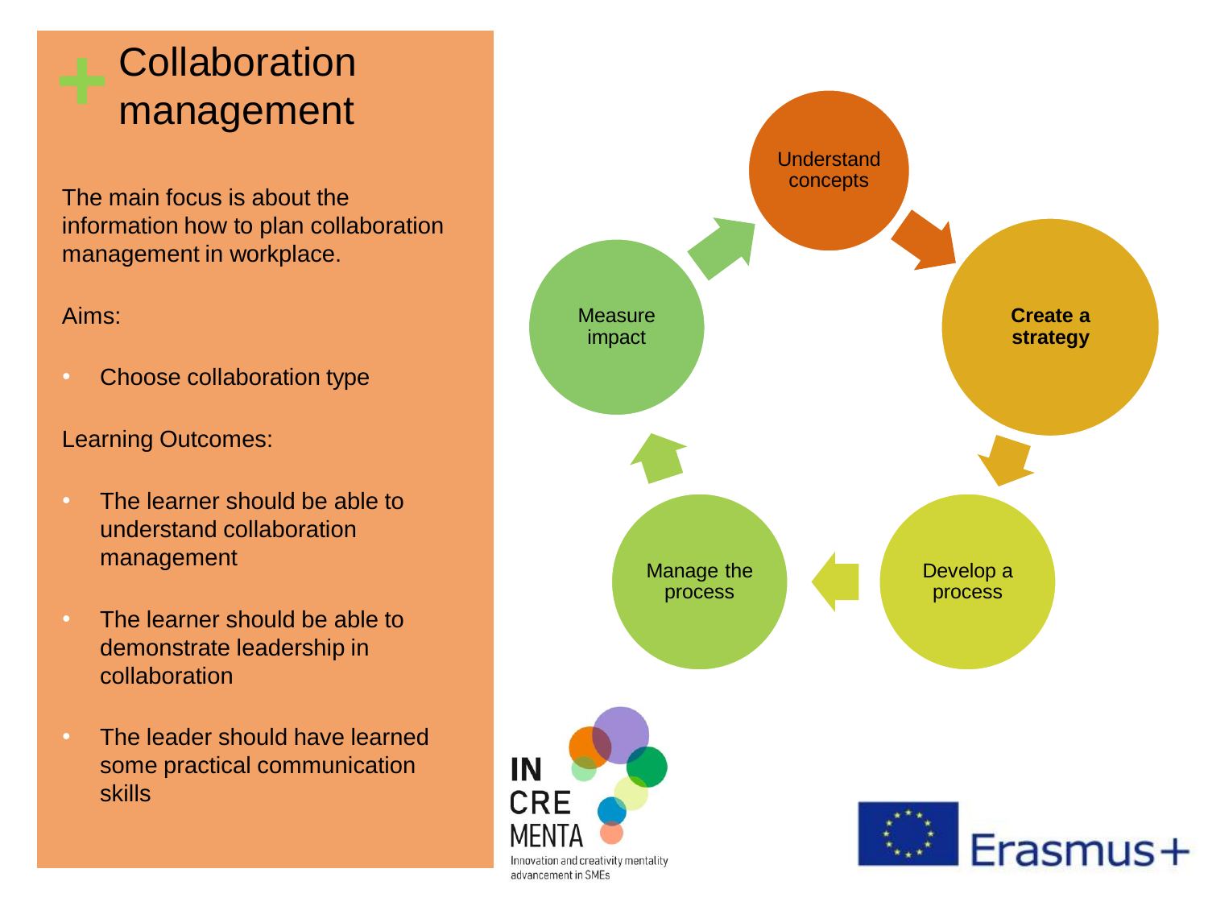# Collaboration management

The main focus is about the information how to plan collaboration management in workplace.

Aims:

- Choose collaboration type

Learning Outcomes:

- The learner should be able to understand collaboration management
- The learner should be able to demonstrate leadership in collaboration
- The leader should have learned some practical communication skills

Understand concepts

**Create a strategy**

Develop a process

Manage the process

Measure impact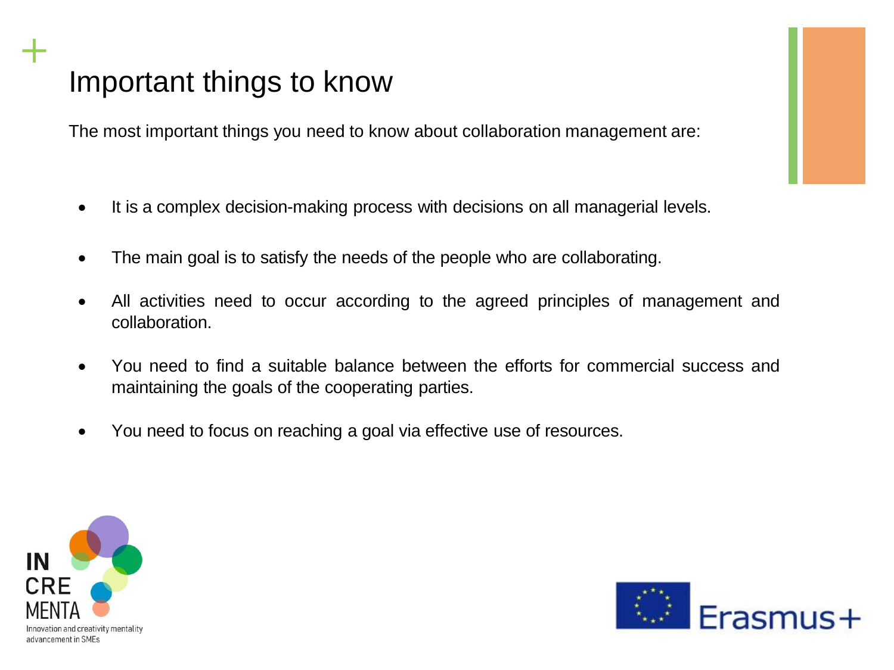# Important things to know

The most important things you need to know about collaboration management are:

- It is a complex decision-making process with decisions on all managerial levels.
- The main goal is to satisfy the needs of the people who are collaborating.
- All activities need to occur according to the agreed principles of management and collaboration.
- You need to find a suitable balance between the efforts for commercial success and maintaining the goals of the cooperating parties.
- You need to focus on reaching a goal via effective use of resources.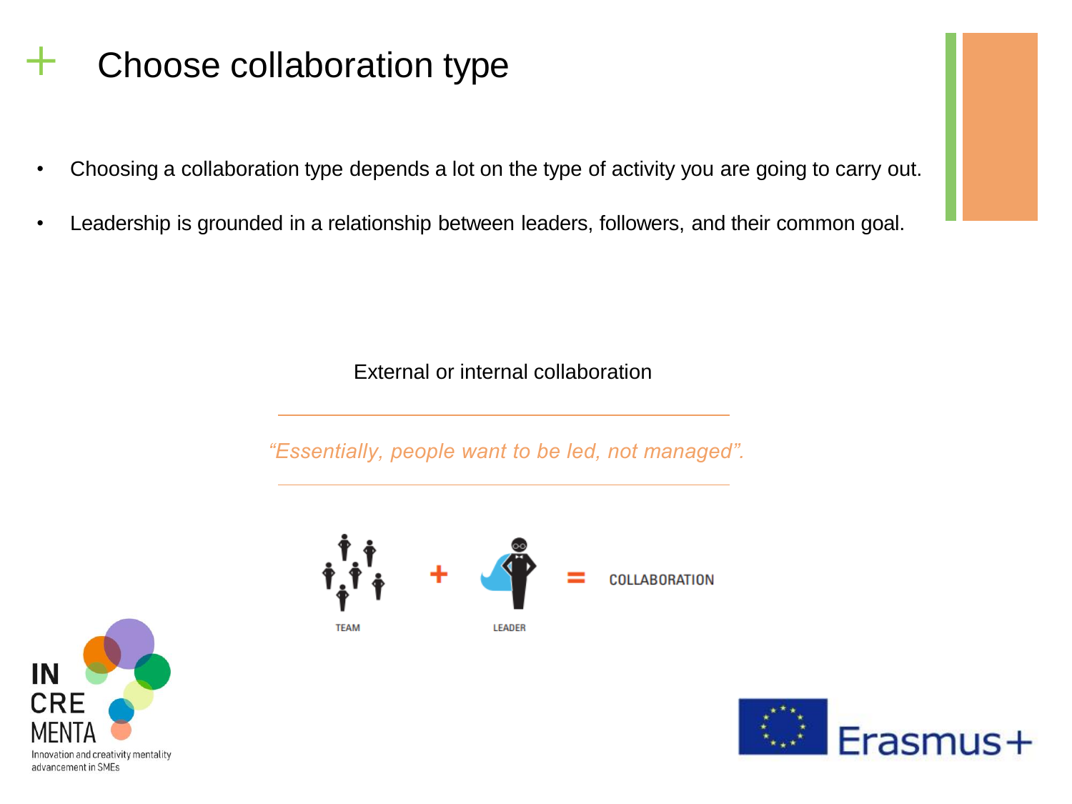# Choose collaboration type

- Choosing a collaboration type depends a lot on the type of activity you are going to carry out.
- Leadership is grounded in a relationship between leaders, followers, and their common goal.

External or internal collaboration

---

*"Essentially, people want to be led, not managed".*

---

TEAM + LEADER = COLLABORATION

IN CRE MENTA
Innovation and creativity mentality advancement in SMEs

Erasmus+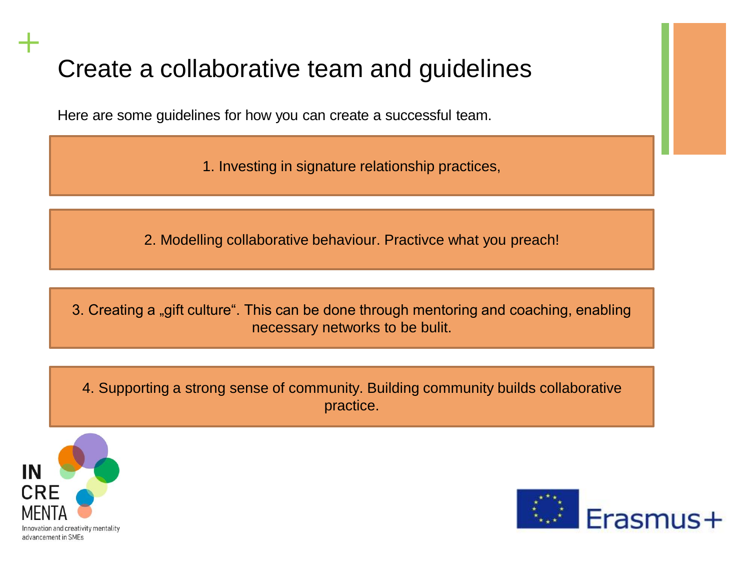# Create a collaborative team and guidelines

Here are some guidelines for how you can create a successful team.

1. Investing in signature relationship practices,

2. Modelling collaborative behaviour. Practivce what you preach!

3. Creating a „gift culture“. This can be done through mentoring and coaching, enabling necessary networks to be bulit.

4. Supporting a strong sense of community. Building community builds collaborative practice.

IN CRE MENTA
Innovation and creativity mentality advancement in SMEs

Erasmus+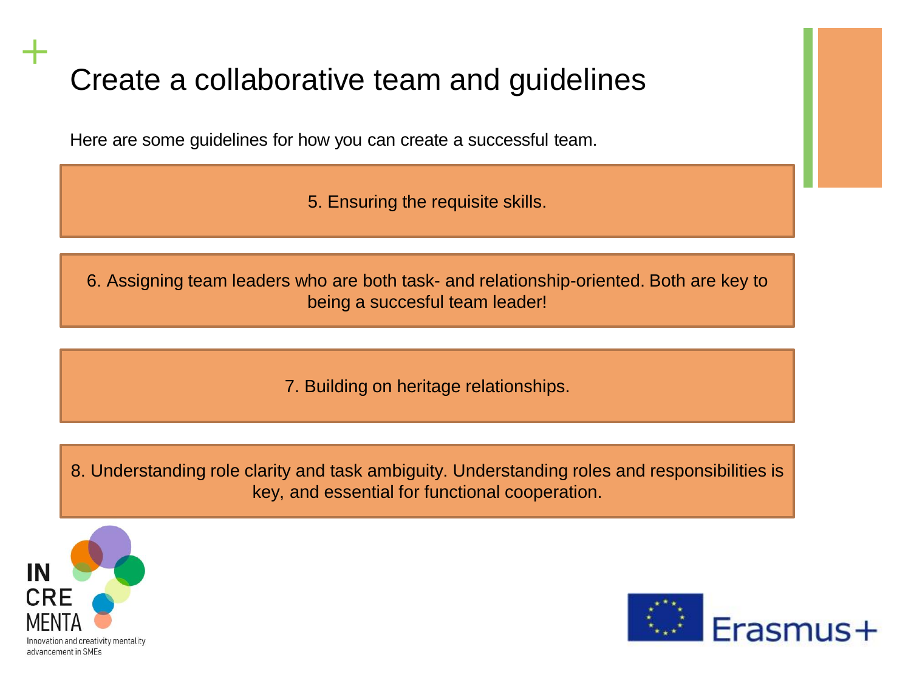# Create a collaborative team and guidelines

Here are some guidelines for how you can create a successful team.

5. Ensuring the requisite skills.

6. Assigning team leaders who are both task- and relationship-oriented. Both are key to being a succesful team leader!

7. Building on heritage relationships.

8. Understanding role clarity and task ambiguity. Understanding roles and responsibilities is key, and essential for functional cooperation.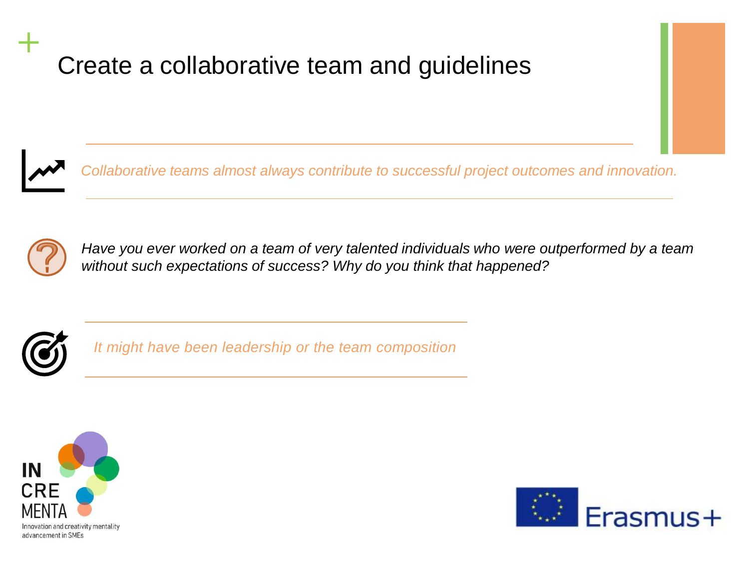# Create a collaborative team and guidelines

*Collaborative teams almost always contribute to successful project outcomes and innovation.*

*Have you ever worked on a team of very talented individuals who were outperformed by a team without such expectations of success? Why do you think that happened?*

*It might have been leadership or the team composition*

IN CRE MENTA

Innovation and creativity mentality advancement in SMEs

Erasmus+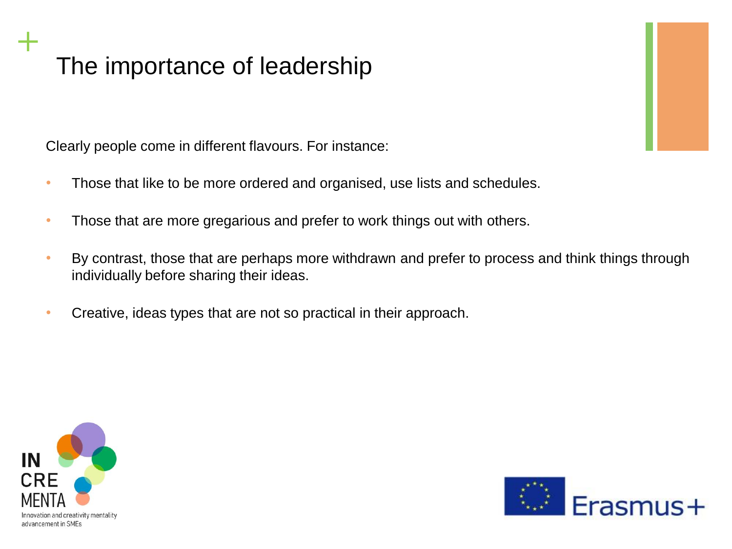# The importance of leadership

Clearly people come in different flavours. For instance:

- Those that like to be more ordered and organised, use lists and schedules.
- Those that are more gregarious and prefer to work things out with others.
- By contrast, those that are perhaps more withdrawn and prefer to process and think things through individually before sharing their ideas.
- Creative, ideas types that are not so practical in their approach.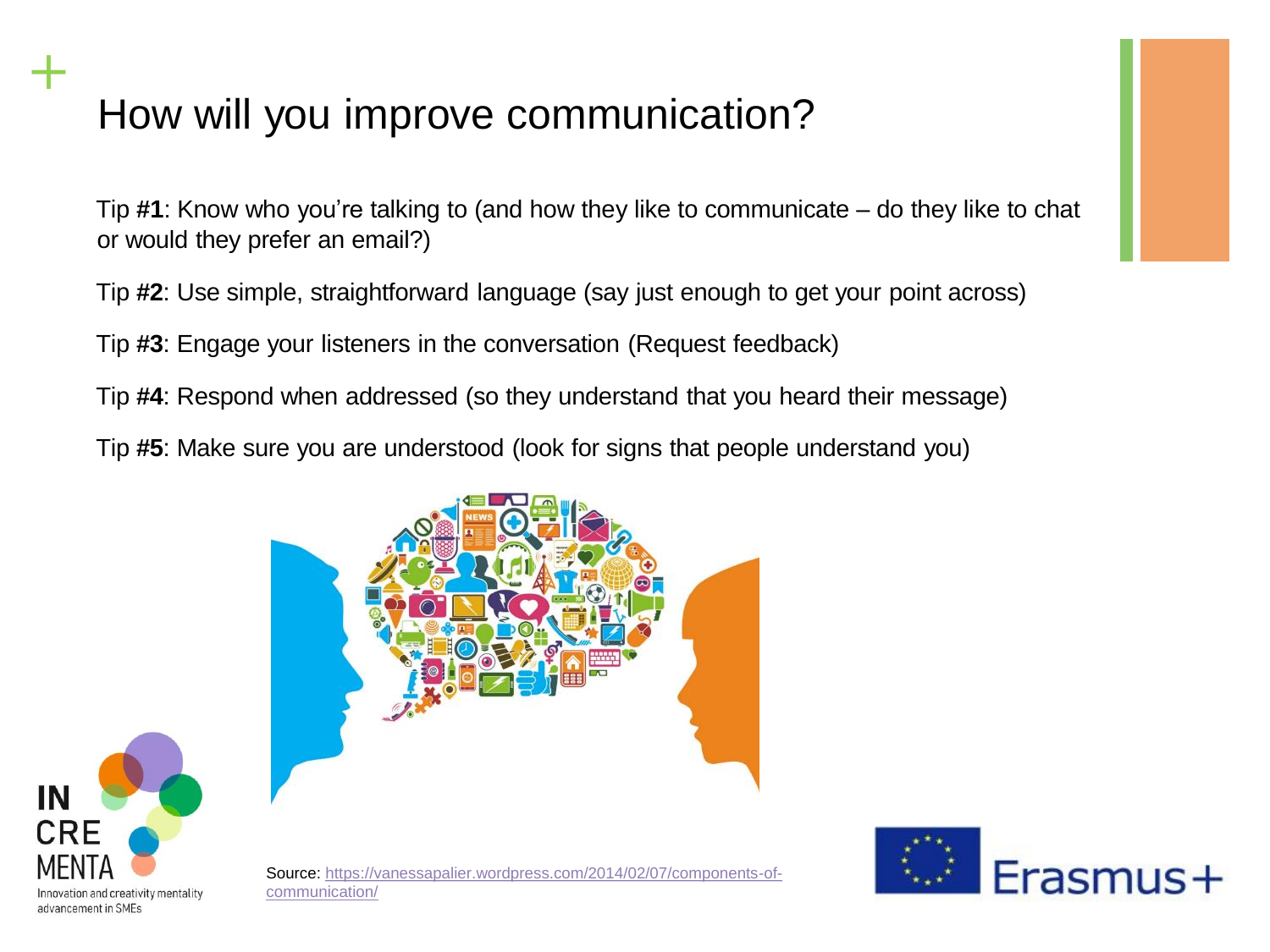# How will you improve communication?

Tip **#1**: Know who you're talking to (and how they like to communicate – do they like to chat or would they prefer an email?)

Tip **#2**: Use simple, straightforward language (say just enough to get your point across)

Tip **#3**: Engage your listeners in the conversation (Request feedback)

Tip **#4**: Respond when addressed (so they understand that you heard their message)

Tip **#5**: Make sure you are understood (look for signs that people understand you)

Source: https://vanessapalier.wordpress.com/2014/02/07/components-of-communication/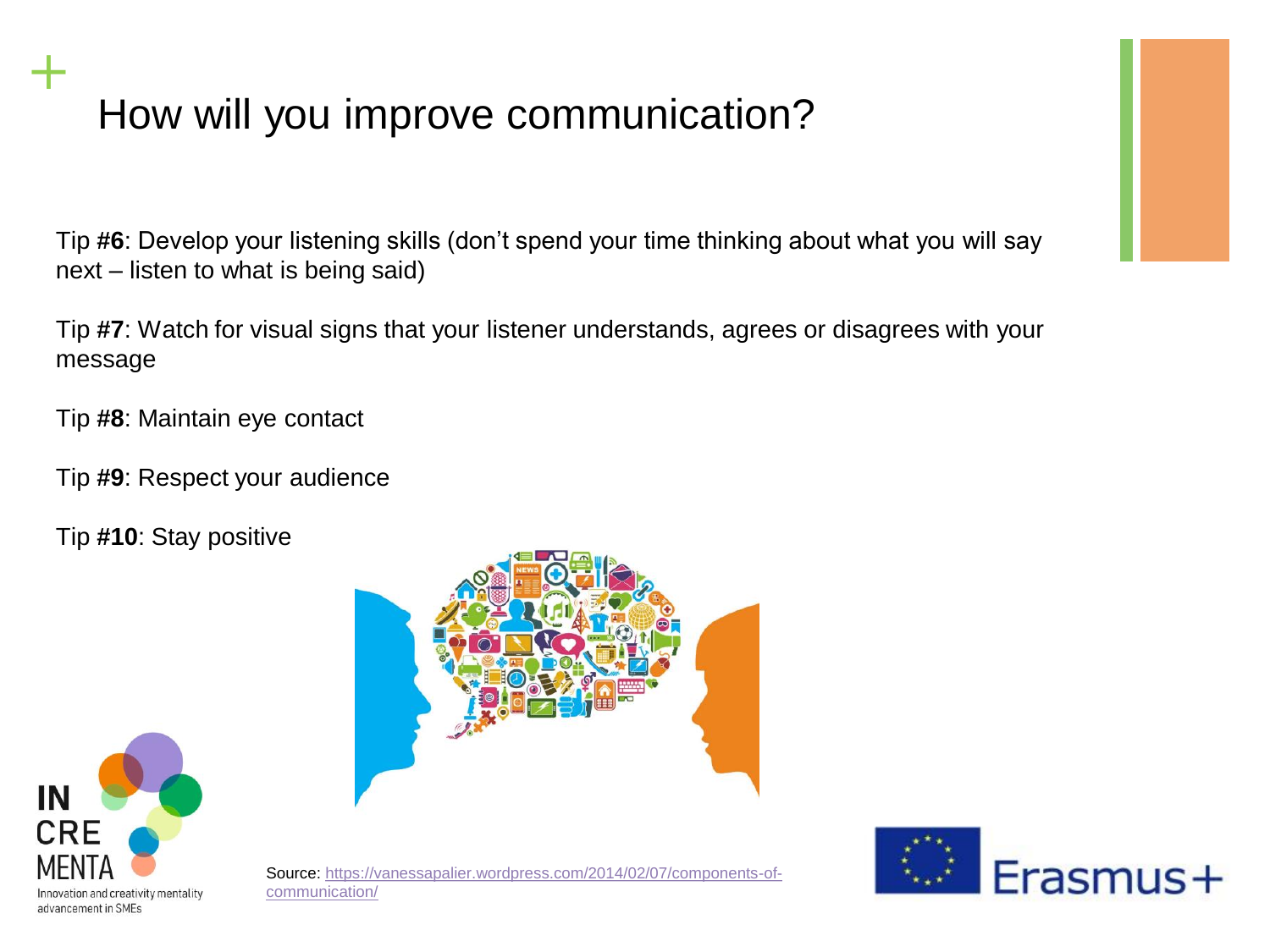# How will you improve communication?

Tip **#6**: Develop your listening skills (don't spend your time thinking about what you will say next – listen to what is being said)

Tip **#7**: Watch for visual signs that your listener understands, agrees or disagrees with your message

Tip **#8**: Maintain eye contact

Tip **#9**: Respect your audience

Tip **#10**: Stay positive

Source: https://vanessapalier.wordpress.com/2014/02/07/components-of-communication/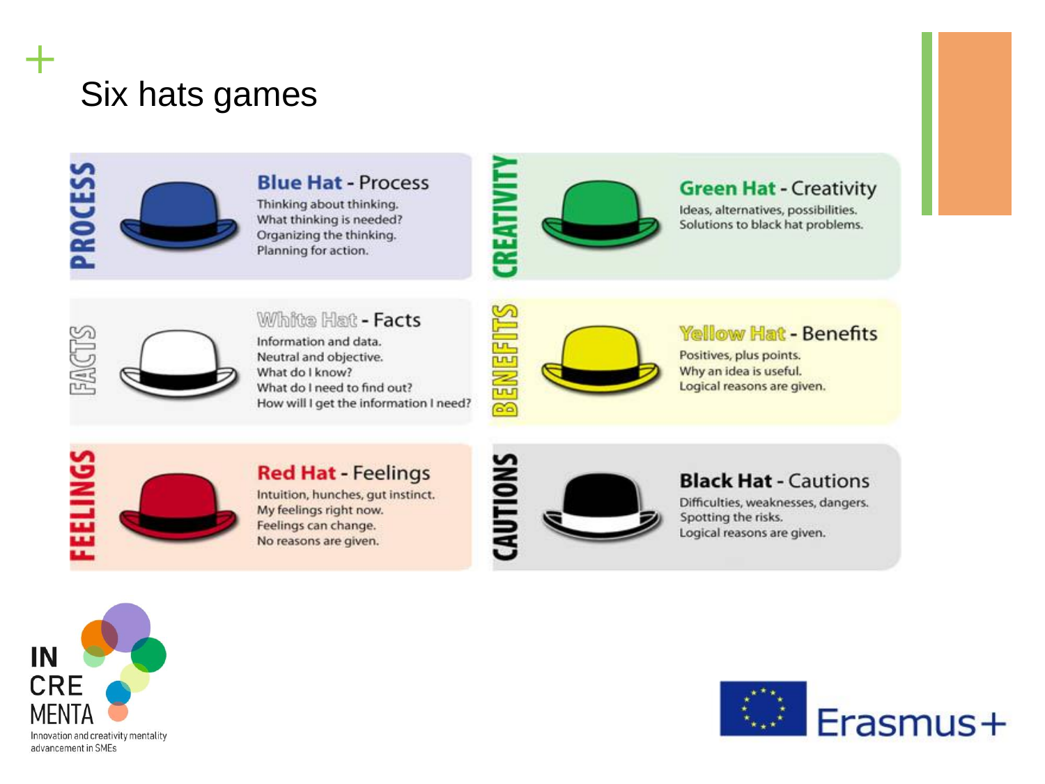# Six hats games

**PROCESS**

### Blue Hat - Process

Thinking about thinking.
What thinking is needed?
Organizing the thinking.
Planning for action.

**CREATIVITY**

### Green Hat - Creativity

Ideas, alternatives, possibilities.
Solutions to black hat problems.

**FACTS**

### White Hat - Facts

Information and data.
Neutral and objective.
What do I know?
What do I need to find out?
How will I get the information I need?

**BENEFITS**

### Yellow Hat - Benefits

Positives, plus points.
Why an idea is useful.
Logical reasons are given.

**FEELINGS**

### Red Hat - Feelings

Intuition, hunches, gut instinct.
My feelings right now.
Feelings can change.
No reasons are given.

**CAUTIONS**

### Black Hat - Cautions

Difficulties, weaknesses, dangers.
Spotting the risks.
Logical reasons are given.

IN CRE MENTA
Innovation and creativity mentality advancement in SMEs

Erasmus+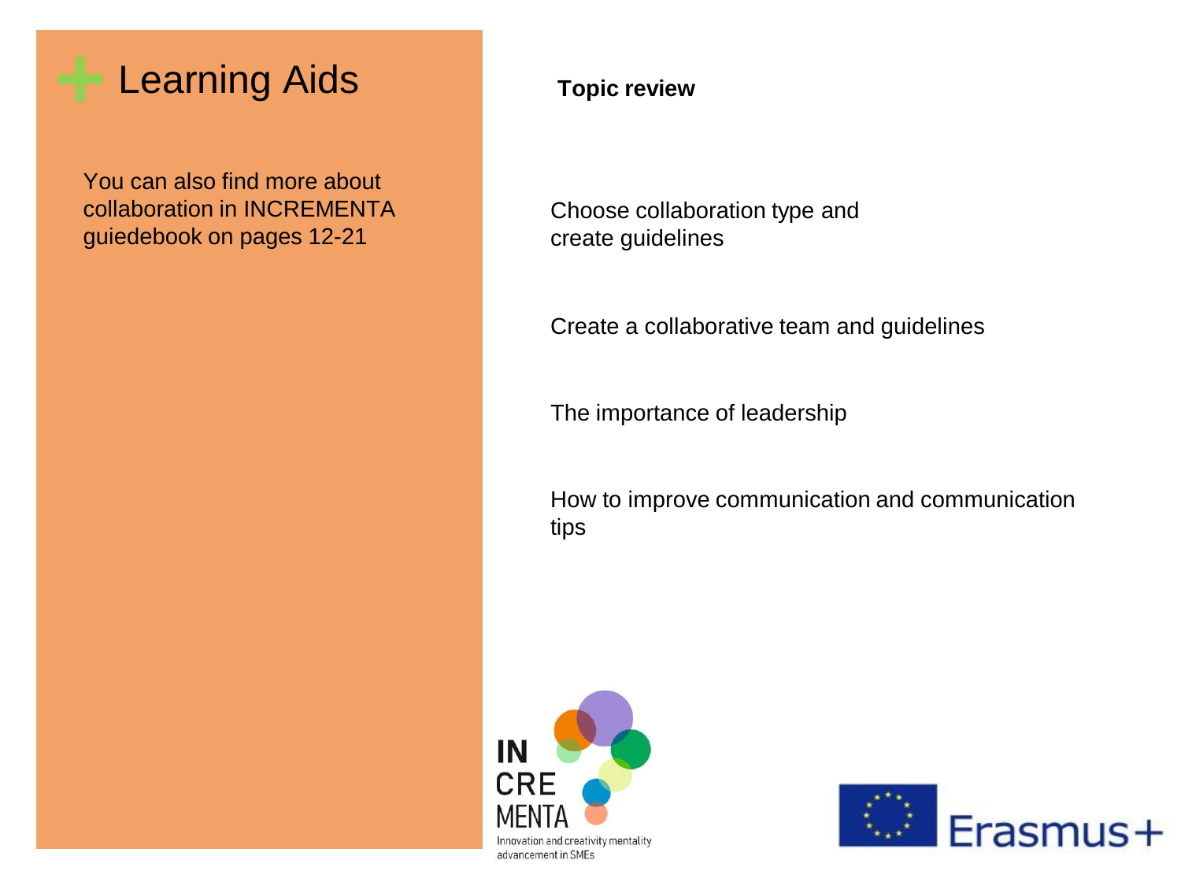# Learning Aids

You can also find more about collaboration in INCREMENTA guiedebook on pages 12-21

**Topic review**

Choose collaboration type and create guidelines

Create a collaborative team and guidelines

The importance of leadership

How to improve communication and communication tips

IN CRE MENTA

Innovation and creativity mentality advancement in SMEs

Erasmus+